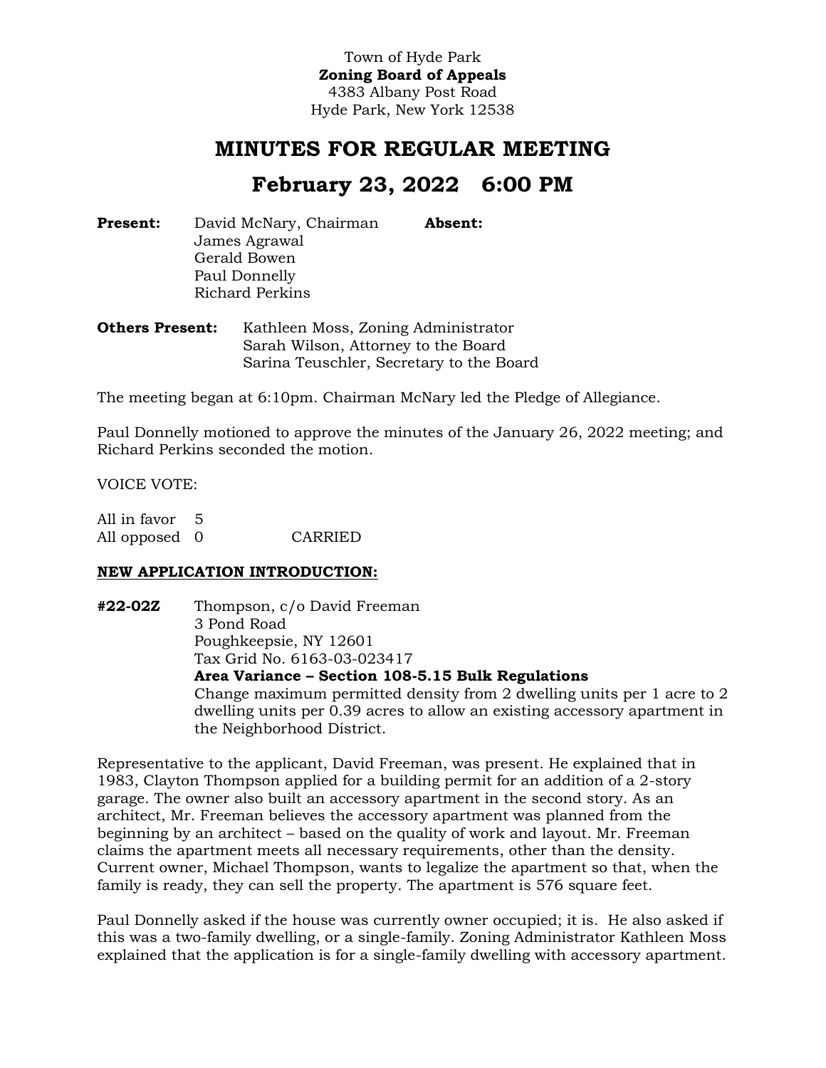Town of Hyde Park
**Zoning Board of Appeals**
4383 Albany Post Road
Hyde Park, New York 12538

# MINUTES FOR REGULAR MEETING

## February 23, 2022 6:00 PM

**Present:** David McNary, Chairman
James Agrawal
Gerald Bowen
Paul Donnelly
Richard Perkins

**Absent:**

**Others Present:** Kathleen Moss, Zoning Administrator
Sarah Wilson, Attorney to the Board
Sarina Teuschler, Secretary to the Board

The meeting began at 6:10pm. Chairman McNary led the Pledge of Allegiance.

Paul Donnelly motioned to approve the minutes of the January 26, 2022 meeting; and Richard Perkins seconded the motion.

VOICE VOTE:

All in favor 5
All opposed 0 CARRIED

**NEW APPLICATION INTRODUCTION:**

**#22-02Z** Thompson, c/o David Freeman
3 Pond Road
Poughkeepsie, NY 12601
Tax Grid No. 6163-03-023417
**Area Variance – Section 108-5.15 Bulk Regulations**
Change maximum permitted density from 2 dwelling units per 1 acre to 2 dwelling units per 0.39 acres to allow an existing accessory apartment in the Neighborhood District.

Representative to the applicant, David Freeman, was present. He explained that in 1983, Clayton Thompson applied for a building permit for an addition of a 2-story garage. The owner also built an accessory apartment in the second story. As an architect, Mr. Freeman believes the accessory apartment was planned from the beginning by an architect – based on the quality of work and layout. Mr. Freeman claims the apartment meets all necessary requirements, other than the density. Current owner, Michael Thompson, wants to legalize the apartment so that, when the family is ready, they can sell the property. The apartment is 576 square feet.

Paul Donnelly asked if the house was currently owner occupied; it is. He also asked if this was a two-family dwelling, or a single-family. Zoning Administrator Kathleen Moss explained that the application is for a single-family dwelling with accessory apartment.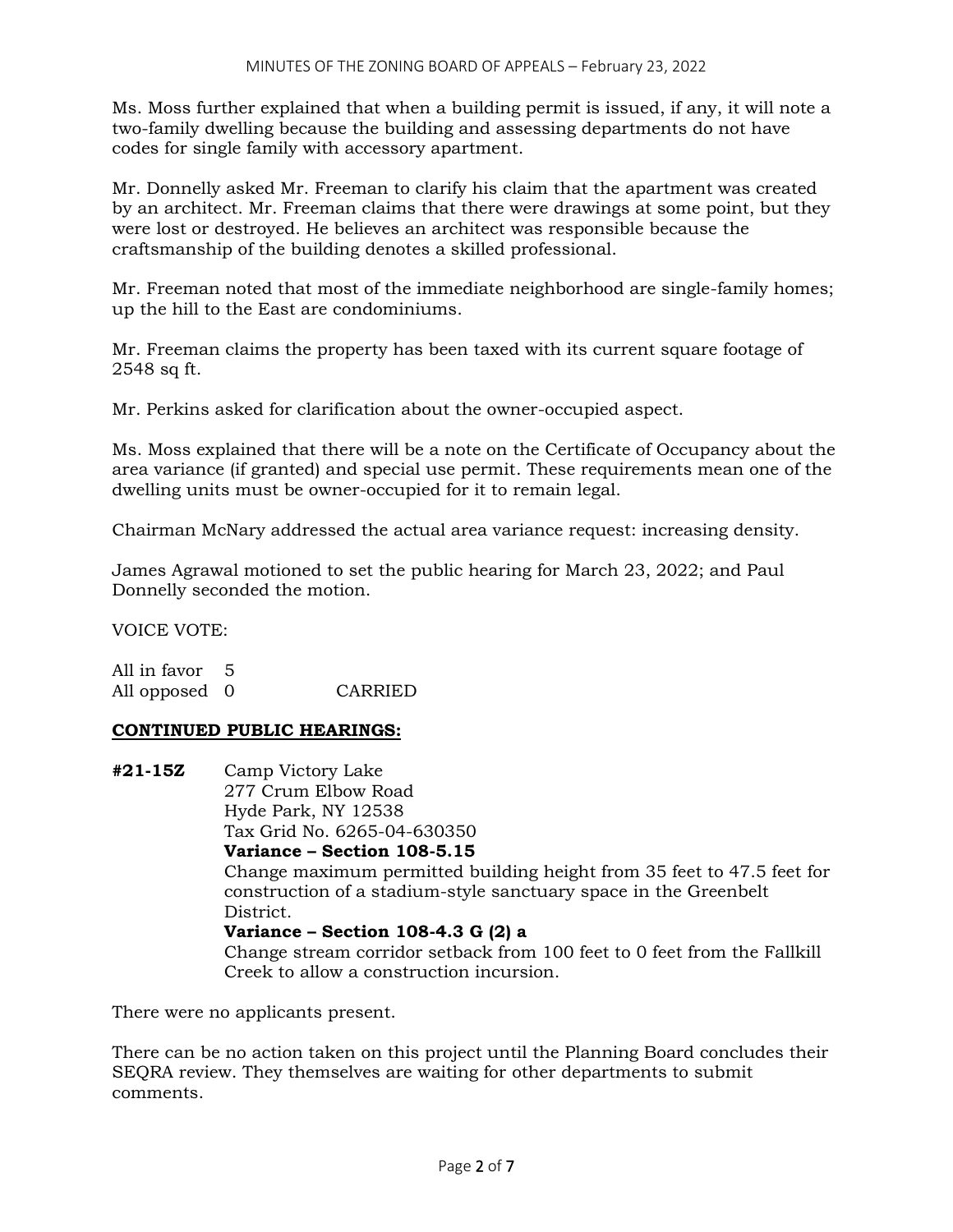Ms. Moss further explained that when a building permit is issued, if any, it will note a two-family dwelling because the building and assessing departments do not have codes for single family with accessory apartment.

Mr. Donnelly asked Mr. Freeman to clarify his claim that the apartment was created by an architect. Mr. Freeman claims that there were drawings at some point, but they were lost or destroyed. He believes an architect was responsible because the craftsmanship of the building denotes a skilled professional.

Mr. Freeman noted that most of the immediate neighborhood are single-family homes; up the hill to the East are condominiums.

Mr. Freeman claims the property has been taxed with its current square footage of 2548 sq ft.

Mr. Perkins asked for clarification about the owner-occupied aspect.

Ms. Moss explained that there will be a note on the Certificate of Occupancy about the area variance (if granted) and special use permit. These requirements mean one of the dwelling units must be owner-occupied for it to remain legal.

Chairman McNary addressed the actual area variance request: increasing density.

James Agrawal motioned to set the public hearing for March 23, 2022; and Paul Donnelly seconded the motion.

VOICE VOTE:

All in favor 5
All opposed 0 CARRIED

## CONTINUED PUBLIC HEARINGS:

**#21-15Z** Camp Victory Lake
277 Crum Elbow Road
Hyde Park, NY 12538
Tax Grid No. 6265-04-630350
**Variance – Section 108-5.15**
Change maximum permitted building height from 35 feet to 47.5 feet for construction of a stadium-style sanctuary space in the Greenbelt District.
**Variance – Section 108-4.3 G (2) a**
Change stream corridor setback from 100 feet to 0 feet from the Fallkill Creek to allow a construction incursion.

There were no applicants present.

There can be no action taken on this project until the Planning Board concludes their SEQRA review. They themselves are waiting for other departments to submit comments.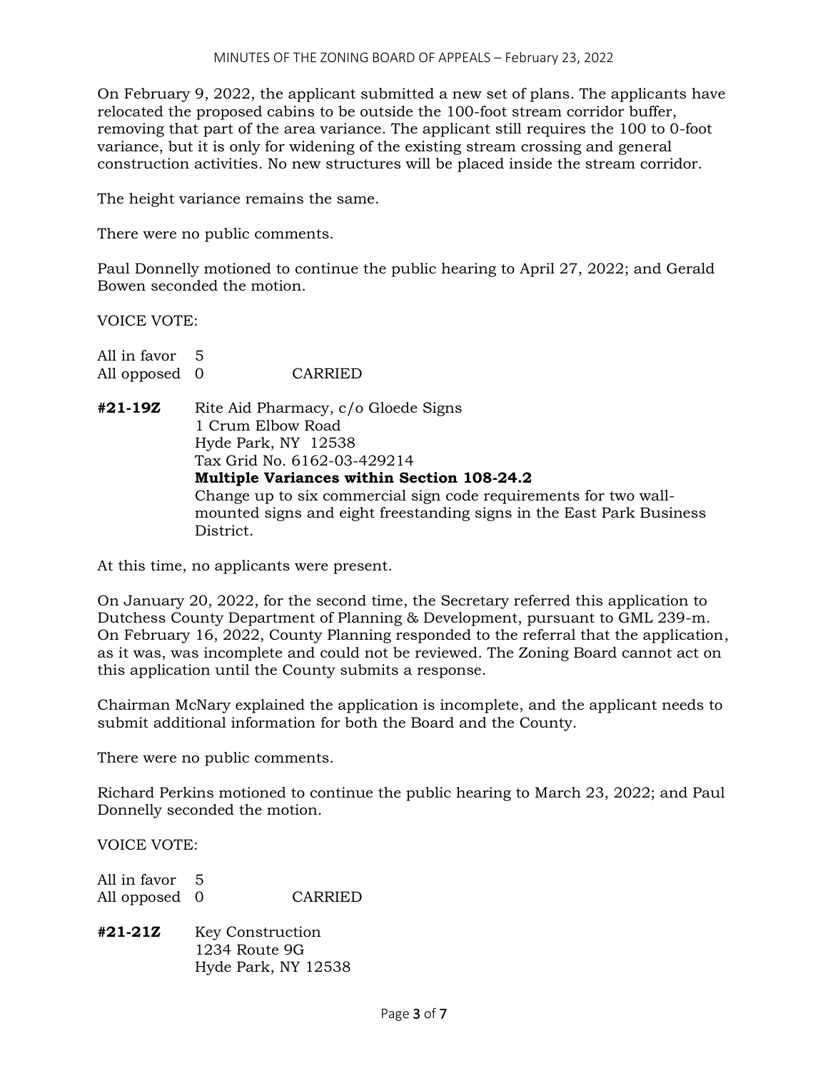On February 9, 2022, the applicant submitted a new set of plans. The applicants have relocated the proposed cabins to be outside the 100-foot stream corridor buffer, removing that part of the area variance. The applicant still requires the 100 to 0-foot variance, but it is only for widening of the existing stream crossing and general construction activities. No new structures will be placed inside the stream corridor.

The height variance remains the same.

There were no public comments.

Paul Donnelly motioned to continue the public hearing to April 27, 2022; and Gerald Bowen seconded the motion.

VOICE VOTE:

All in favor 5
All opposed 0 CARRIED

**#21-19Z** Rite Aid Pharmacy, c/o Gloede Signs
1 Crum Elbow Road
Hyde Park, NY 12538
Tax Grid No. 6162-03-429214
**Multiple Variances within Section 108-24.2**
Change up to six commercial sign code requirements for two wall-mounted signs and eight freestanding signs in the East Park Business District.

At this time, no applicants were present.

On January 20, 2022, for the second time, the Secretary referred this application to Dutchess County Department of Planning & Development, pursuant to GML 239-m. On February 16, 2022, County Planning responded to the referral that the application, as it was, was incomplete and could not be reviewed. The Zoning Board cannot act on this application until the County submits a response.

Chairman McNary explained the application is incomplete, and the applicant needs to submit additional information for both the Board and the County.

There were no public comments.

Richard Perkins motioned to continue the public hearing to March 23, 2022; and Paul Donnelly seconded the motion.

VOICE VOTE:

All in favor 5
All opposed 0 CARRIED

**#21-21Z** Key Construction
1234 Route 9G
Hyde Park, NY 12538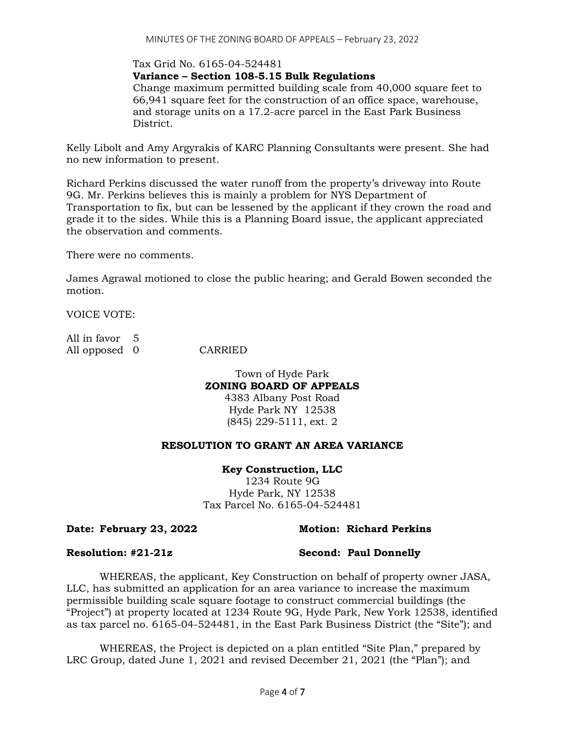Tax Grid No. 6165-04-524481
**Variance – Section 108-5.15 Bulk Regulations**
Change maximum permitted building scale from 40,000 square feet to 66,941 square feet for the construction of an office space, warehouse, and storage units on a 17.2-acre parcel in the East Park Business District.

Kelly Libolt and Amy Argyrakis of KARC Planning Consultants were present. She had no new information to present.

Richard Perkins discussed the water runoff from the property's driveway into Route 9G. Mr. Perkins believes this is mainly a problem for NYS Department of Transportation to fix, but can be lessened by the applicant if they crown the road and grade it to the sides. While this is a Planning Board issue, the applicant appreciated the observation and comments.

There were no comments.

James Agrawal motioned to close the public hearing; and Gerald Bowen seconded the motion.

VOICE VOTE:

All in favor 5
All opposed 0 CARRIED

Town of Hyde Park
**ZONING BOARD OF APPEALS**
4383 Albany Post Road
Hyde Park NY 12538
(845) 229-5111, ext. 2

**RESOLUTION TO GRANT AN AREA VARIANCE**

**Key Construction, LLC**
1234 Route 9G
Hyde Park, NY 12538
Tax Parcel No. 6165-04-524481

**Date: February 23, 2022** **Motion: Richard Perkins**

**Resolution: #21-21z** **Second: Paul Donnelly**

WHEREAS, the applicant, Key Construction on behalf of property owner JASA, LLC, has submitted an application for an area variance to increase the maximum permissible building scale square footage to construct commercial buildings (the "Project") at property located at 1234 Route 9G, Hyde Park, New York 12538, identified as tax parcel no. 6165-04-524481, in the East Park Business District (the "Site"); and

WHEREAS, the Project is depicted on a plan entitled "Site Plan," prepared by LRC Group, dated June 1, 2021 and revised December 21, 2021 (the "Plan"); and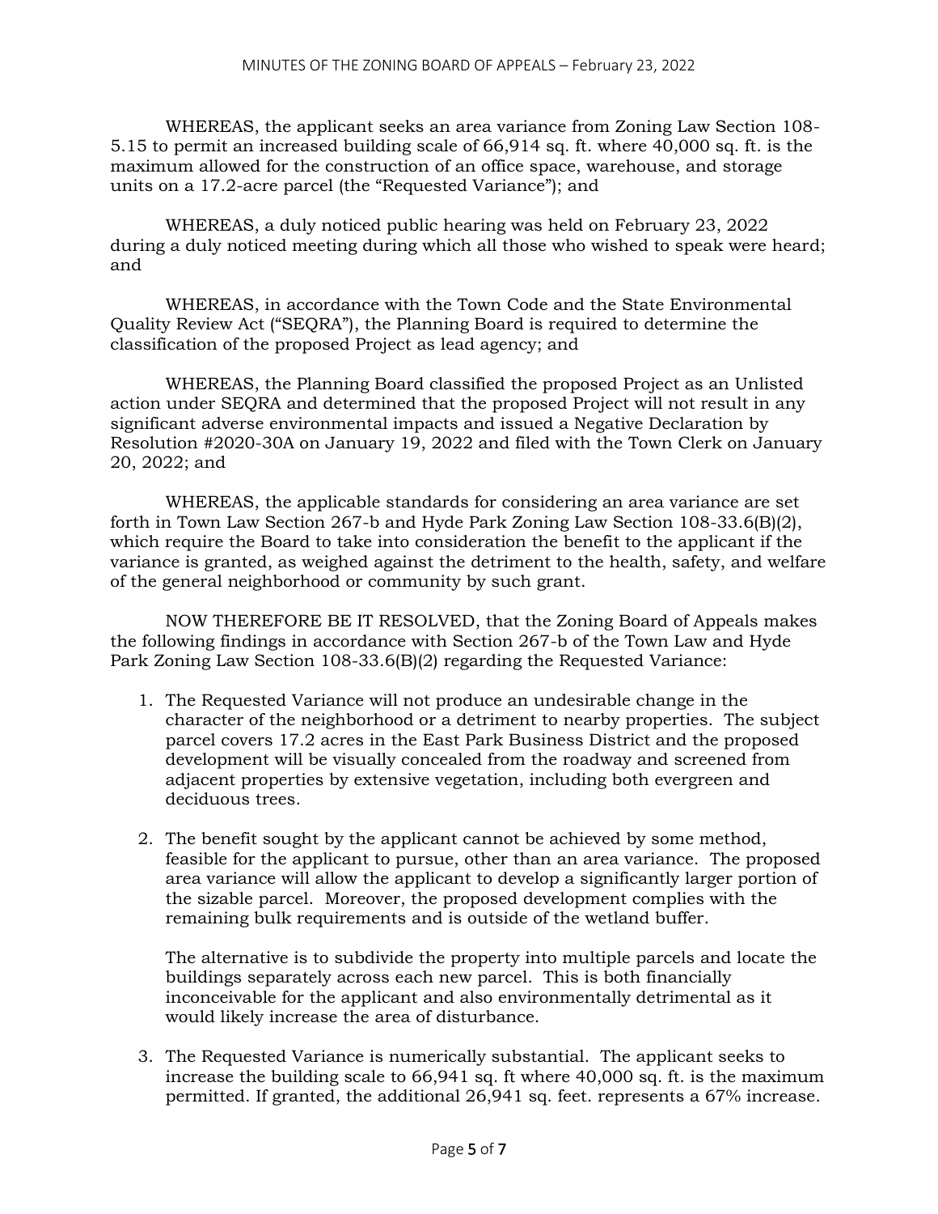WHEREAS, the applicant seeks an area variance from Zoning Law Section 108-5.15 to permit an increased building scale of 66,914 sq. ft. where 40,000 sq. ft. is the maximum allowed for the construction of an office space, warehouse, and storage units on a 17.2-acre parcel (the "Requested Variance"); and

WHEREAS, a duly noticed public hearing was held on February 23, 2022 during a duly noticed meeting during which all those who wished to speak were heard; and

WHEREAS, in accordance with the Town Code and the State Environmental Quality Review Act ("SEQRA"), the Planning Board is required to determine the classification of the proposed Project as lead agency; and

WHEREAS, the Planning Board classified the proposed Project as an Unlisted action under SEQRA and determined that the proposed Project will not result in any significant adverse environmental impacts and issued a Negative Declaration by Resolution #2020-30A on January 19, 2022 and filed with the Town Clerk on January 20, 2022; and

WHEREAS, the applicable standards for considering an area variance are set forth in Town Law Section 267-b and Hyde Park Zoning Law Section 108-33.6(B)(2), which require the Board to take into consideration the benefit to the applicant if the variance is granted, as weighed against the detriment to the health, safety, and welfare of the general neighborhood or community by such grant.

NOW THEREFORE BE IT RESOLVED, that the Zoning Board of Appeals makes the following findings in accordance with Section 267-b of the Town Law and Hyde Park Zoning Law Section 108-33.6(B)(2) regarding the Requested Variance:

1. The Requested Variance will not produce an undesirable change in the character of the neighborhood or a detriment to nearby properties. The subject parcel covers 17.2 acres in the East Park Business District and the proposed development will be visually concealed from the roadway and screened from adjacent properties by extensive vegetation, including both evergreen and deciduous trees.

2. The benefit sought by the applicant cannot be achieved by some method, feasible for the applicant to pursue, other than an area variance. The proposed area variance will allow the applicant to develop a significantly larger portion of the sizable parcel. Moreover, the proposed development complies with the remaining bulk requirements and is outside of the wetland buffer.

   The alternative is to subdivide the property into multiple parcels and locate the buildings separately across each new parcel. This is both financially inconceivable for the applicant and also environmentally detrimental as it would likely increase the area of disturbance.

3. The Requested Variance is numerically substantial. The applicant seeks to increase the building scale to 66,941 sq. ft where 40,000 sq. ft. is the maximum permitted. If granted, the additional 26,941 sq. feet. represents a 67% increase.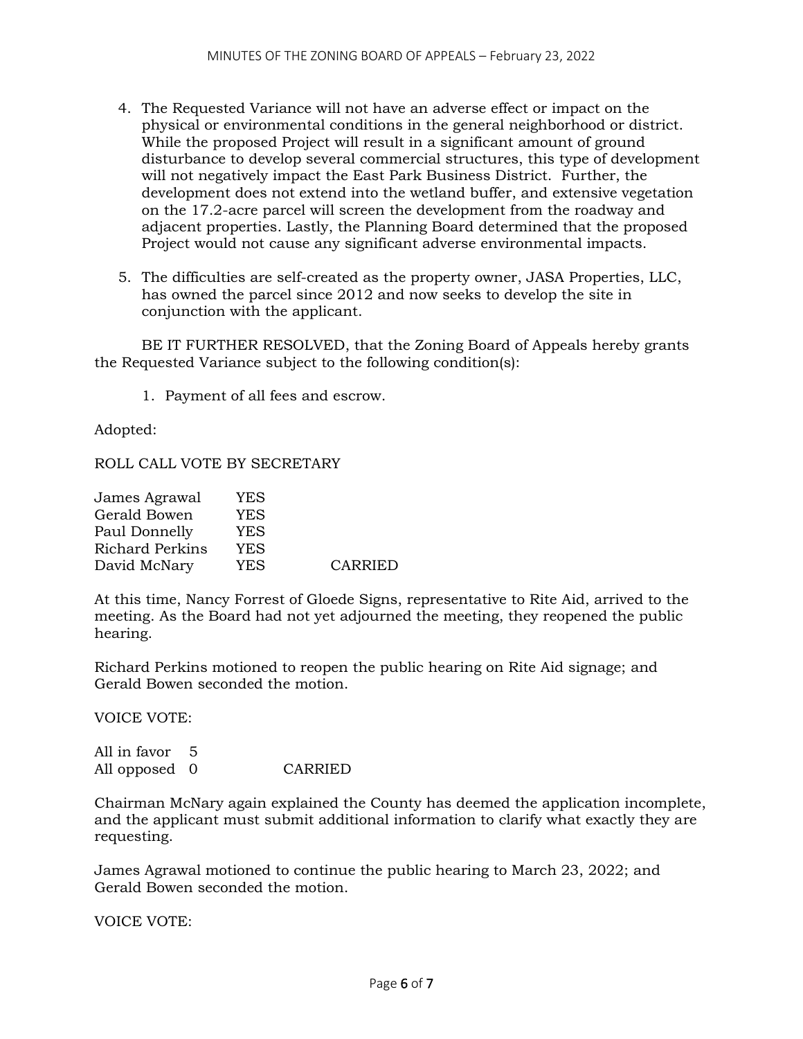4. The Requested Variance will not have an adverse effect or impact on the physical or environmental conditions in the general neighborhood or district. While the proposed Project will result in a significant amount of ground disturbance to develop several commercial structures, this type of development will not negatively impact the East Park Business District. Further, the development does not extend into the wetland buffer, and extensive vegetation on the 17.2-acre parcel will screen the development from the roadway and adjacent properties. Lastly, the Planning Board determined that the proposed Project would not cause any significant adverse environmental impacts.

5. The difficulties are self-created as the property owner, JASA Properties, LLC, has owned the parcel since 2012 and now seeks to develop the site in conjunction with the applicant.

BE IT FURTHER RESOLVED, that the Zoning Board of Appeals hereby grants the Requested Variance subject to the following condition(s):

1. Payment of all fees and escrow.

Adopted:

ROLL CALL VOTE BY SECRETARY

| | | |
|---|---|---|
| James Agrawal | YES | |
| Gerald Bowen | YES | |
| Paul Donnelly | YES | |
| Richard Perkins | YES | |
| David McNary | YES | CARRIED |

At this time, Nancy Forrest of Gloede Signs, representative to Rite Aid, arrived to the meeting. As the Board had not yet adjourned the meeting, they reopened the public hearing.

Richard Perkins motioned to reopen the public hearing on Rite Aid signage; and Gerald Bowen seconded the motion.

VOICE VOTE:

| | | |
|---|---|---|
| All in favor | 5 | |
| All opposed | 0 | CARRIED |

Chairman McNary again explained the County has deemed the application incomplete, and the applicant must submit additional information to clarify what exactly they are requesting.

James Agrawal motioned to continue the public hearing to March 23, 2022; and Gerald Bowen seconded the motion.

VOICE VOTE: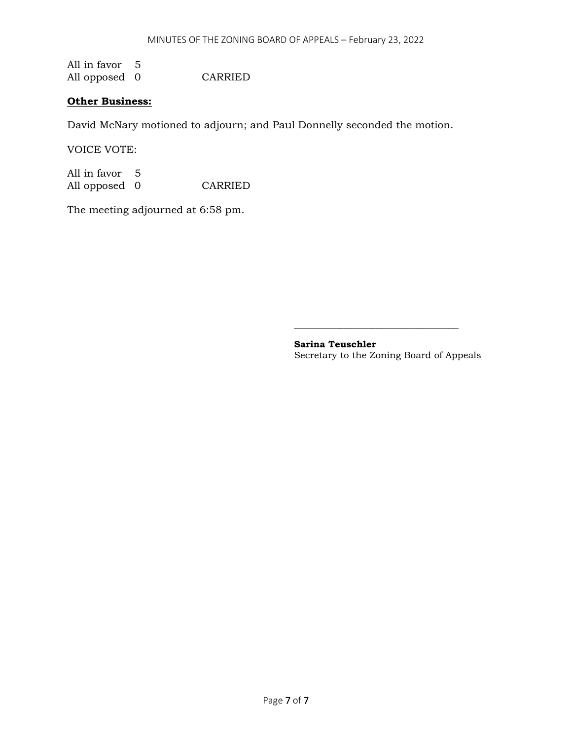All in favor 5
All opposed 0 CARRIED

**Other Business:**

David McNary motioned to adjourn; and Paul Donnelly seconded the motion.

VOICE VOTE:

All in favor 5
All opposed 0 CARRIED

The meeting adjourned at 6:58 pm.

\_\_\_\_\_\_\_\_\_\_\_\_\_\_\_\_\_\_\_\_\_\_\_\_\_\_\_\_\_\_\_\_

**Sarina Teuschler**
Secretary to the Zoning Board of Appeals